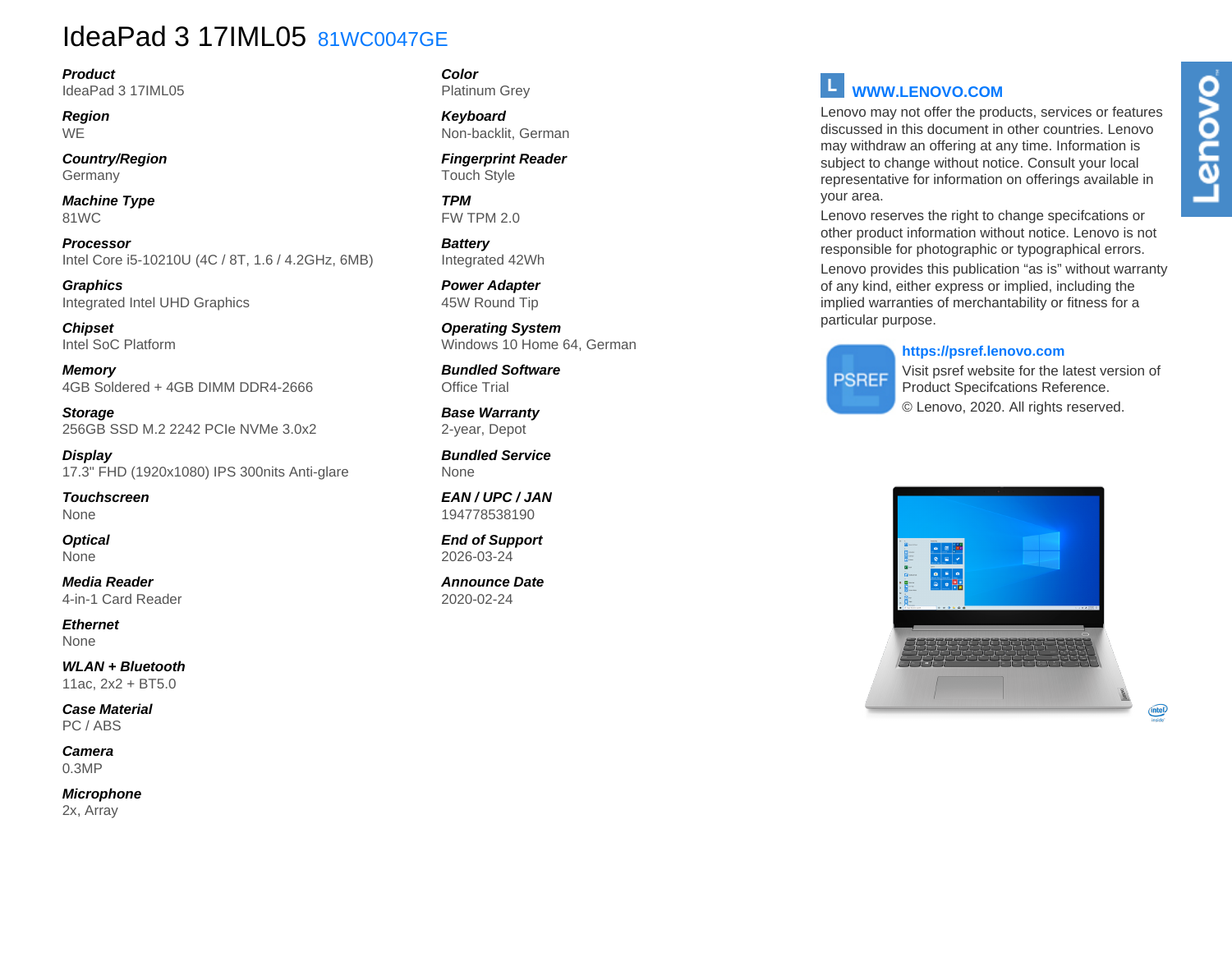# IdeaPad 3 17IML05 81WC0047GE

***Product***
IdeaPad 3 17IML05

***Region***
WE

***Country/Region***
Germany

***Machine Type***
81WC

***Processor***
Intel Core i5-10210U (4C / 8T, 1.6 / 4.2GHz, 6MB)

***Graphics***
Integrated Intel UHD Graphics

***Chipset***
Intel SoC Platform

***Memory***
4GB Soldered + 4GB DIMM DDR4-2666

***Storage***
256GB SSD M.2 2242 PCIe NVMe 3.0x2

***Display***
17.3" FHD (1920x1080) IPS 300nits Anti-glare

***Touchscreen***
None

***Optical***
None

***Media Reader***
4-in-1 Card Reader

***Ethernet***
None

***WLAN + Bluetooth***
11ac, 2x2 + BT5.0

***Case Material***
PC / ABS

***Camera***
0.3MP

***Microphone***
2x, Array

***Color***
Platinum Grey

***Keyboard***
Non-backlit, German

***Fingerprint Reader***
Touch Style

***TPM***
FW TPM 2.0

***Battery***
Integrated 42Wh

***Power Adapter***
45W Round Tip

***Operating System***
Windows 10 Home 64, German

***Bundled Software***
Office Trial

***Base Warranty***
2-year, Depot

***Bundled Service***
None

***EAN / UPC / JAN***
194778538190

***End of Support***
2026-03-24

***Announce Date***
2020-02-24

**WWW.LENOVO.COM**

Lenovo may not offer the products, services or features discussed in this document in other countries. Lenovo may withdraw an offering at any time. Information is subject to change without notice. Consult your local representative for information on offerings available in your area.

Lenovo reserves the right to change specifcations or other product information without notice. Lenovo is not responsible for photographic or typographical errors.

Lenovo provides this publication “as is” without warranty of any kind, either express or implied, including the implied warranties of merchantability or fitness for a particular purpose.

**https://psref.lenovo.com**
Visit psref website for the latest version of Product Specifcations Reference.
© Lenovo, 2020. All rights reserved.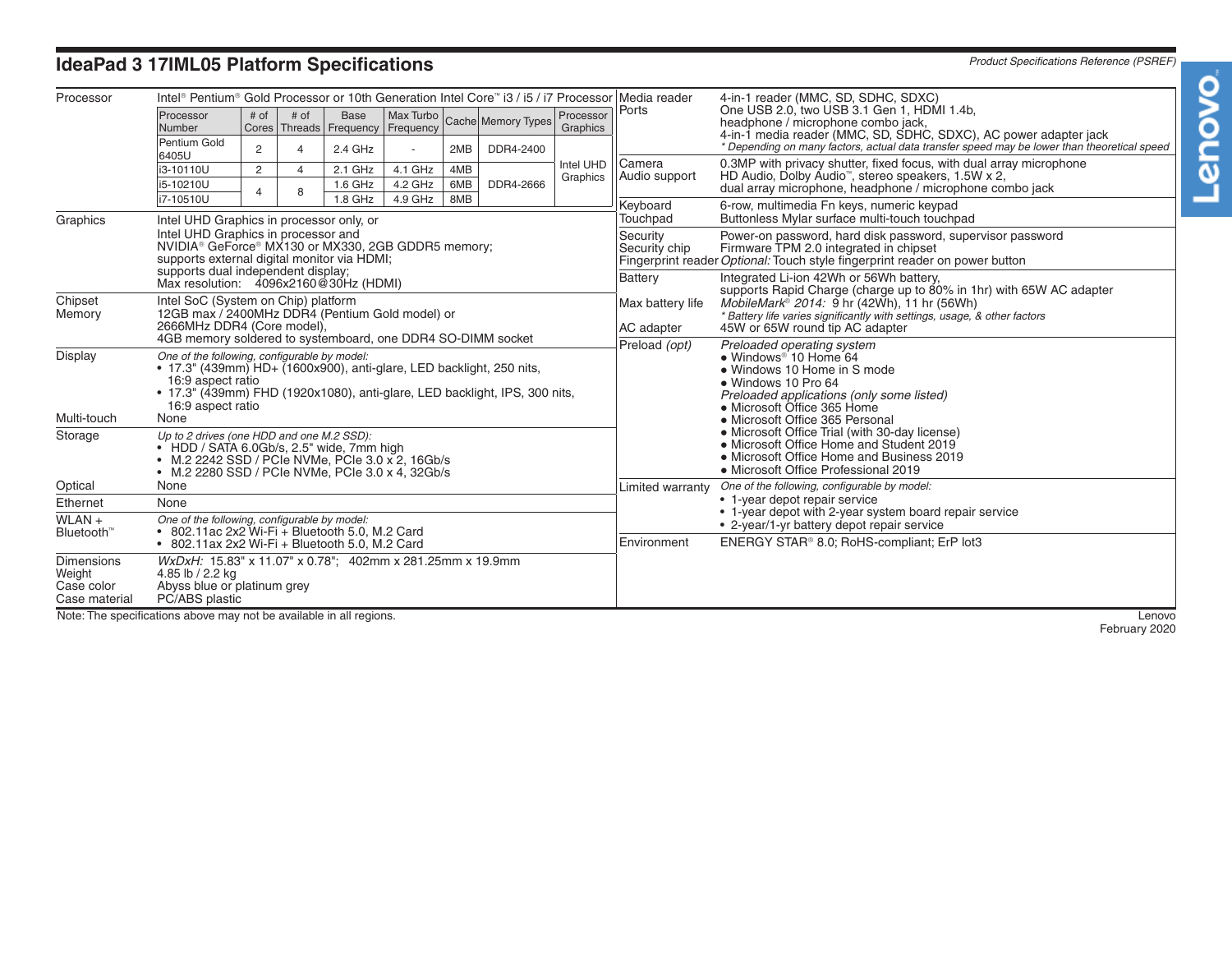# IdeaPad 3 17IML05 Platform Specifications

Product Specifications Reference (PSREF)

**Processor**

Intel® Pentium® Gold Processor or 10th Generation Intel Core™ i3 / i5 / i7 Processor

| Processor Number | # of Cores | # of Threads | Base Frequency | Max Turbo Frequency | Cache | Memory Types | Processor Graphics |
|---|---|---|---|---|---|---|---|
| Pentium Gold 6405U | 2 | 4 | 2.4 GHz | - | 2MB | DDR4-2400 | Intel UHD Graphics |
| i3-10110U | 2 | 4 | 2.1 GHz | 4.1 GHz | 4MB | DDR4-2666 | Intel UHD Graphics |
| i5-10210U | 4 | 8 | 1.6 GHz | 4.2 GHz | 6MB | DDR4-2666 | Intel UHD Graphics |
| i7-10510U | 4 | 8 | 1.8 GHz | 4.9 GHz | 8MB | DDR4-2666 | Intel UHD Graphics |

**Graphics**
Intel UHD Graphics in processor only, or
Intel UHD Graphics in processor and
NVIDIA® GeForce® MX130 or MX330, 2GB GDDR5 memory;
supports external digital monitor via HDMI;
supports dual independent display;
Max resolution: 4096x2160@30Hz (HDMI)

**Chipset**
Intel SoC (System on Chip) platform

**Memory**
12GB max / 2400MHz DDR4 (Pentium Gold model) or
2666MHz DDR4 (Core model),
4GB memory soldered to systemboard, one DDR4 SO-DIMM socket

**Display**
*One of the following, configurable by model:*
- 17.3" (439mm) HD+ (1600x900), anti-glare, LED backlight, 250 nits, 16:9 aspect ratio
- 17.3" (439mm) FHD (1920x1080), anti-glare, LED backlight, IPS, 300 nits, 16:9 aspect ratio

**Multi-touch**
None

**Storage**
*Up to 2 drives (one HDD and one M.2 SSD):*
- HDD / SATA 6.0Gb/s, 2.5" wide, 7mm high
- M.2 2242 SSD / PCIe NVMe, PCIe 3.0 x 2, 16Gb/s
- M.2 2280 SSD / PCIe NVMe, PCIe 3.0 x 4, 32Gb/s

**Optical**
None

**Ethernet**
None

**WLAN + Bluetooth™**
*One of the following, configurable by model:*
- 802.11ac 2x2 Wi-Fi + Bluetooth 5.0, M.2 Card
- 802.11ax 2x2 Wi-Fi + Bluetooth 5.0, M.2 Card

**Dimensions**
*WxDxH:* 15.83" x 11.07" x 0.78"; 402mm x 281.25mm x 19.9mm

**Weight**
4.85 lb / 2.2 kg

**Case color**
Abyss blue or platinum grey

**Case material**
PC/ABS plastic

**Media reader**
4-in-1 reader (MMC, SD, SDHC, SDXC)

**Ports**
One USB 2.0, two USB 3.1 Gen 1, HDMI 1.4b,
headphone / microphone combo jack,
4-in-1 media reader (MMC, SD, SDHC, SDXC), AC power adapter jack
*\* Depending on many factors, actual data transfer speed may be lower than theoretical speed*

**Camera**
0.3MP with privacy shutter, fixed focus, with dual array microphone

**Audio support**
HD Audio, Dolby Audio™, stereo speakers, 1.5W x 2,
dual array microphone, headphone / microphone combo jack

**Keyboard**
6-row, multimedia Fn keys, numeric keypad

**Touchpad**
Buttonless Mylar surface multi-touch touchpad

**Security**
Power-on password, hard disk password, supervisor password

**Security chip**
Firmware TPM 2.0 integrated in chipset

**Fingerprint reader**
*Optional:* Touch style fingerprint reader on power button

**Battery**
Integrated Li-ion 42Wh or 56Wh battery,
supports Rapid Charge (charge up to 80% in 1hr) with 65W AC adapter

**Max battery life**
*MobileMark® 2014:* 9 hr (42Wh), 11 hr (56Wh)
*\* Battery life varies significantly with settings, usage, & other factors*

**AC adapter**
45W or 65W round tip AC adapter

**Preload *(opt)***
*Preloaded operating system*
- Windows® 10 Home 64
- Windows 10 Home in S mode
- Windows 10 Pro 64

*Preloaded applications (only some listed)*
- Microsoft Office 365 Home
- Microsoft Office 365 Personal
- Microsoft Office Trial (with 30-day license)
- Microsoft Office Home and Student 2019
- Microsoft Office Home and Business 2019
- Microsoft Office Professional 2019

**Limited warranty**
*One of the following, configurable by model:*
- 1-year depot repair service
- 1-year depot with 2-year system board repair service
- 2-year/1-yr battery depot repair service

**Environment**
ENERGY STAR® 8.0; RoHS-compliant; ErP lot3

Note: The specifications above may not be available in all regions.

Lenovo
February 2020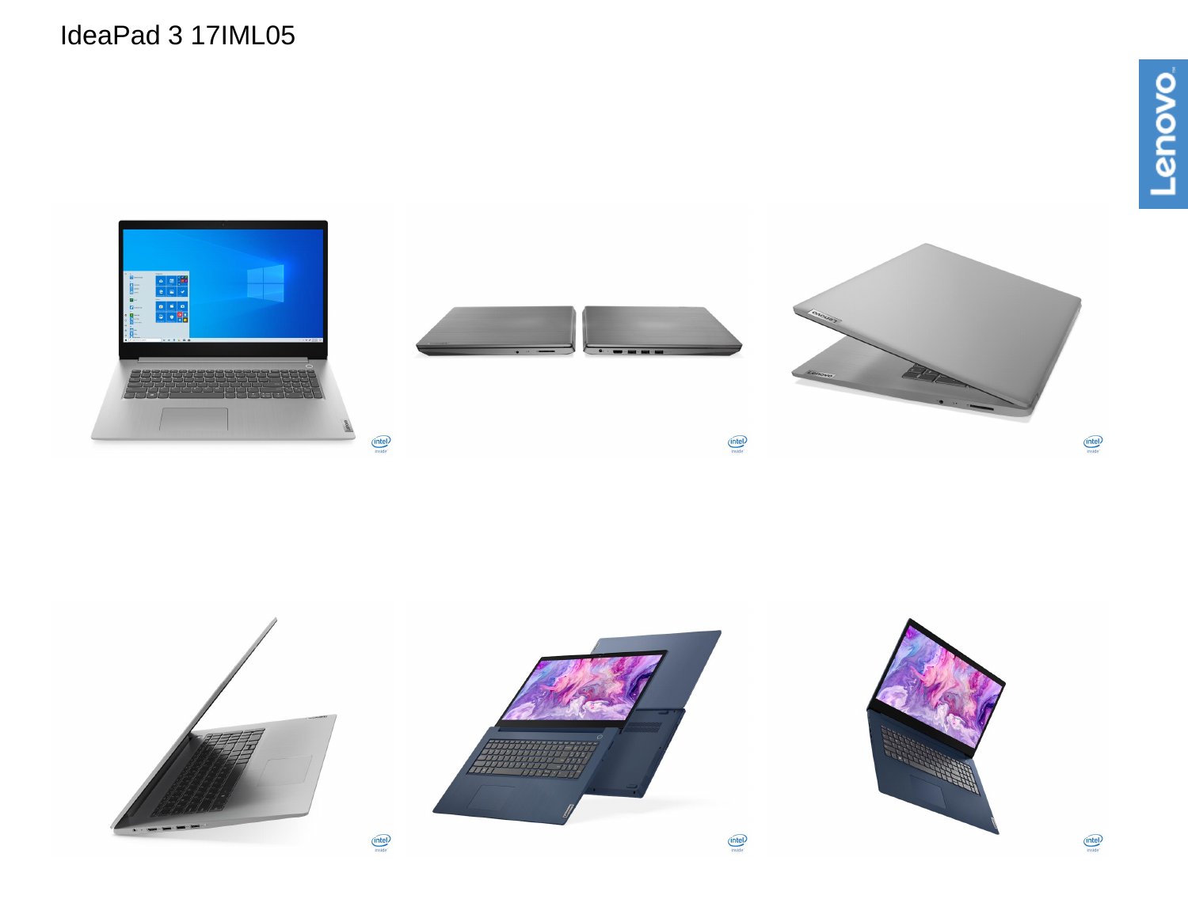IdeaPad 3 17IML05